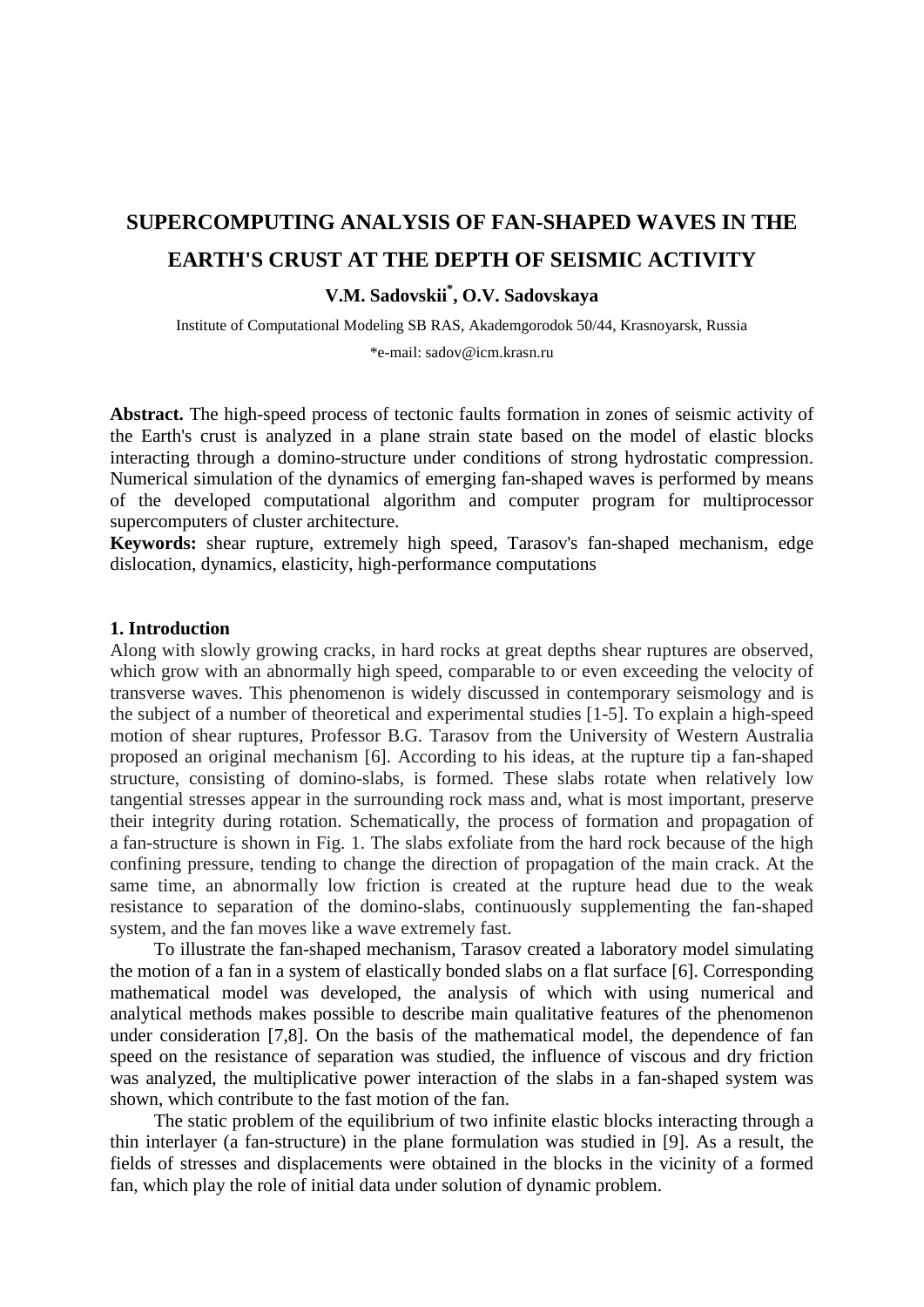# SUPERCOMPUTING ANALYSIS OF FAN-SHAPED WAVES IN THE EARTH'S CRUST AT THE DEPTH OF SEISMIC ACTIVITY

**V.M. Sadovskii*, O.V. Sadovskaya**

Institute of Computational Modeling SB RAS, Akademgorodok 50/44, Krasnoyarsk, Russia

*e-mail: sadov@icm.krasn.ru

**Abstract.** The high-speed process of tectonic faults formation in zones of seismic activity of the Earth's crust is analyzed in a plane strain state based on the model of elastic blocks interacting through a domino-structure under conditions of strong hydrostatic compression. Numerical simulation of the dynamics of emerging fan-shaped waves is performed by means of the developed computational algorithm and computer program for multiprocessor supercomputers of cluster architecture.

**Keywords:** shear rupture, extremely high speed, Tarasov's fan-shaped mechanism, edge dislocation, dynamics, elasticity, high-performance computations

## 1. Introduction

Along with slowly growing cracks, in hard rocks at great depths shear ruptures are observed, which grow with an abnormally high speed, comparable to or even exceeding the velocity of transverse waves. This phenomenon is widely discussed in contemporary seismology and is the subject of a number of theoretical and experimental studies [1-5]. To explain a high-speed motion of shear ruptures, Professor B.G. Tarasov from the University of Western Australia proposed an original mechanism [6]. According to his ideas, at the rupture tip a fan-shaped structure, consisting of domino-slabs, is formed. These slabs rotate when relatively low tangential stresses appear in the surrounding rock mass and, what is most important, preserve their integrity during rotation. Schematically, the process of formation and propagation of a fan-structure is shown in Fig. 1. The slabs exfoliate from the hard rock because of the high confining pressure, tending to change the direction of propagation of the main crack. At the same time, an abnormally low friction is created at the rupture head due to the weak resistance to separation of the domino-slabs, continuously supplementing the fan-shaped system, and the fan moves like a wave extremely fast.

To illustrate the fan-shaped mechanism, Tarasov created a laboratory model simulating the motion of a fan in a system of elastically bonded slabs on a flat surface [6]. Corresponding mathematical model was developed, the analysis of which with using numerical and analytical methods makes possible to describe main qualitative features of the phenomenon under consideration [7,8]. On the basis of the mathematical model, the dependence of fan speed on the resistance of separation was studied, the influence of viscous and dry friction was analyzed, the multiplicative power interaction of the slabs in a fan-shaped system was shown, which contribute to the fast motion of the fan.

The static problem of the equilibrium of two infinite elastic blocks interacting through a thin interlayer (a fan-structure) in the plane formulation was studied in [9]. As a result, the fields of stresses and displacements were obtained in the blocks in the vicinity of a formed fan, which play the role of initial data under solution of dynamic problem.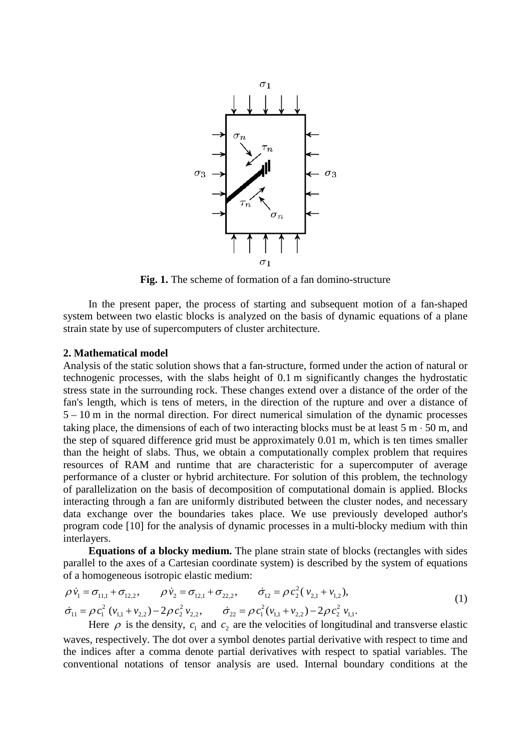**Fig. 1.** The scheme of formation of a fan domino-structure

In the present paper, the process of starting and subsequent motion of a fan-shaped system between two elastic blocks is analyzed on the basis of dynamic equations of a plane strain state by use of supercomputers of cluster architecture.

## 2. Mathematical model

Analysis of the static solution shows that a fan-structure, formed under the action of natural or technogenic processes, with the slabs height of 0.1 m significantly changes the hydrostatic stress state in the surrounding rock. These changes extend over a distance of the order of the fan's length, which is tens of meters, in the direction of the rupture and over a distance of 5 – 10 m in the normal direction. For direct numerical simulation of the dynamic processes taking place, the dimensions of each of two interacting blocks must be at least 5 m · 50 m, and the step of squared difference grid must be approximately 0.01 m, which is ten times smaller than the height of slabs. Thus, we obtain a computationally complex problem that requires resources of RAM and runtime that are characteristic for a supercomputer of average performance of a cluster or hybrid architecture. For solution of this problem, the technology of parallelization on the basis of decomposition of computational domain is applied. Blocks interacting through a fan are uniformly distributed between the cluster nodes, and necessary data exchange over the boundaries takes place. We use previously developed author's program code [10] for the analysis of dynamic processes in a multi-blocky medium with thin interlayers.

**Equations of a blocky medium.** The plane strain state of blocks (rectangles with sides parallel to the axes of a Cartesian coordinate system) is described by the system of equations of a homogeneous isotropic elastic medium:

$$
\begin{aligned}
&\rho \dot{v}_1 = \sigma_{11,1} + \sigma_{12,2}, \qquad \rho \dot{v}_2 = \sigma_{12,1} + \sigma_{22,2}, \qquad \dot{\sigma}_{12} = \rho c_2^2 (v_{2,1} + v_{1,2}), \\
&\dot{\sigma}_{11} = \rho c_1^2 (v_{1,1} + v_{2,2}) - 2\rho c_2^2 v_{2,2}, \qquad \dot{\sigma}_{22} = \rho c_1^2 (v_{1,1} + v_{2,2}) - 2\rho c_2^2 v_{1,1}.
\end{aligned}
\tag{1}
$$

Here $\rho$ is the density, $c_1$ and $c_2$ are the velocities of longitudinal and transverse elastic waves, respectively. The dot over a symbol denotes partial derivative with respect to time and the indices after a comma denote partial derivatives with respect to spatial variables. The conventional notations of tensor analysis are used. Internal boundary conditions at the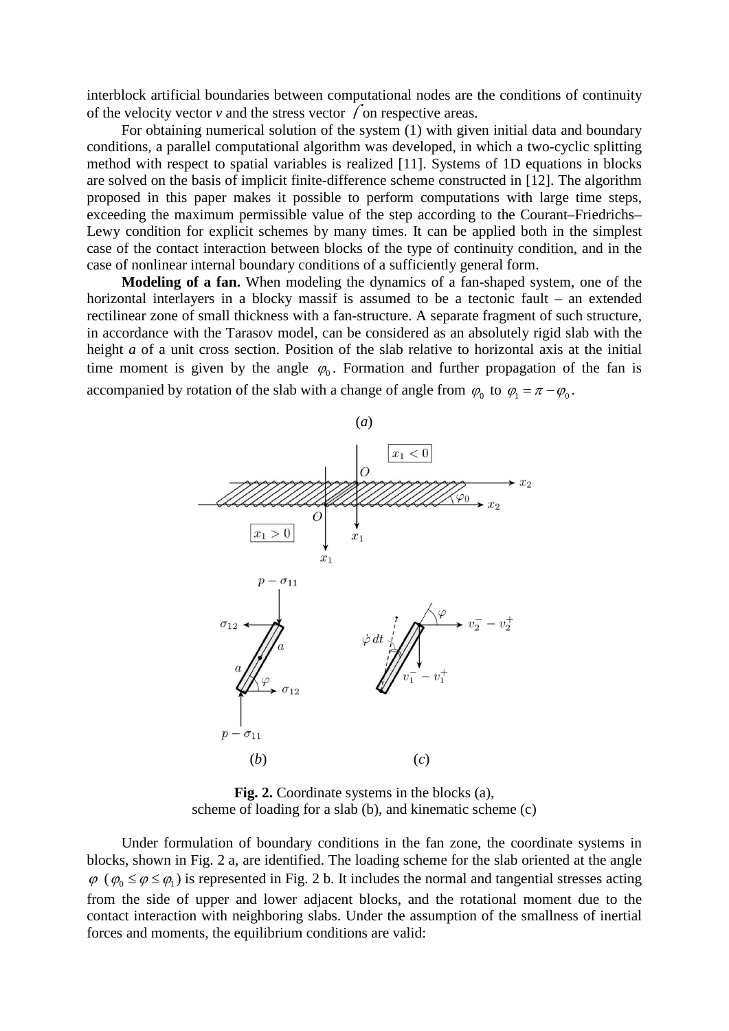interblock artificial boundaries between computational nodes are the conditions of continuity of the velocity vector $v$ and the stress vector $f$ on respective areas.

For obtaining numerical solution of the system (1) with given initial data and boundary conditions, a parallel computational algorithm was developed, in which a two-cyclic splitting method with respect to spatial variables is realized [11]. Systems of 1D equations in blocks are solved on the basis of implicit finite-difference scheme constructed in [12]. The algorithm proposed in this paper makes it possible to perform computations with large time steps, exceeding the maximum permissible value of the step according to the Courant–Friedrichs–Lewy condition for explicit schemes by many times. It can be applied both in the simplest case of the contact interaction between blocks of the type of continuity condition, and in the case of nonlinear internal boundary conditions of a sufficiently general form.

**Modeling of a fan.** When modeling the dynamics of a fan-shaped system, one of the horizontal interlayers in a blocky massif is assumed to be a tectonic fault – an extended rectilinear zone of small thickness with a fan-structure. A separate fragment of such structure, in accordance with the Tarasov model, can be considered as an absolutely rigid slab with the height $a$ of a unit cross section. Position of the slab relative to horizontal axis at the initial time moment is given by the angle $\varphi_0$. Formation and further propagation of the fan is accompanied by rotation of the slab with a change of angle from $\varphi_0$ to $\varphi_1 = \pi - \varphi_0$.

**Fig. 2.** Coordinate systems in the blocks (a), scheme of loading for a slab (b), and kinematic scheme (c)

Under formulation of boundary conditions in the fan zone, the coordinate systems in blocks, shown in Fig. 2 a, are identified. The loading scheme for the slab oriented at the angle $\varphi$ ($\varphi_0 \le \varphi \le \varphi_1$) is represented in Fig. 2 b. It includes the normal and tangential stresses acting from the side of upper and lower adjacent blocks, and the rotational moment due to the contact interaction with neighboring slabs. Under the assumption of the smallness of inertial forces and moments, the equilibrium conditions are valid: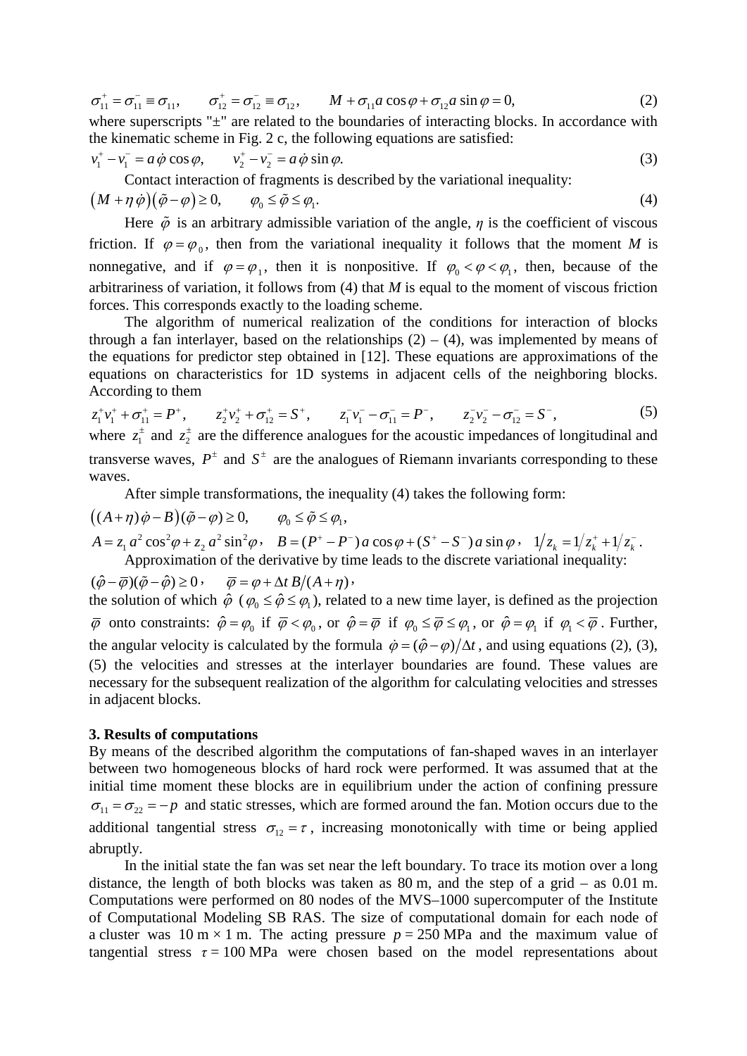$$\sigma_{11}^{+} = \sigma_{11}^{-} \equiv \sigma_{11}, \qquad \sigma_{12}^{+} = \sigma_{12}^{-} \equiv \sigma_{12}, \qquad M + \sigma_{11} a \cos\varphi + \sigma_{12} a \sin\varphi = 0, \tag{2}$$

where superscripts "±" are related to the boundaries of interacting blocks. In accordance with the kinematic scheme in Fig. 2 c, the following equations are satisfied:

$$v_1^{+} - v_1^{-} = a\,\dot{\varphi}\cos\varphi, \qquad v_2^{+} - v_2^{-} = a\,\dot{\varphi}\sin\varphi. \tag{3}$$

Contact interaction of fragments is described by the variational inequality:

$$\left(M + \eta\,\dot{\varphi}\right)\left(\tilde{\varphi} - \varphi\right) \ge 0, \qquad \varphi_0 \le \tilde{\varphi} \le \varphi_1. \tag{4}$$

Here $\tilde{\varphi}$ is an arbitrary admissible variation of the angle, $\eta$ is the coefficient of viscous friction. If $\varphi = \varphi_0$, then from the variational inequality it follows that the moment $M$ is nonnegative, and if $\varphi = \varphi_1$, then it is nonpositive. If $\varphi_0 < \varphi < \varphi_1$, then, because of the arbitrariness of variation, it follows from (4) that $M$ is equal to the moment of viscous friction forces. This corresponds exactly to the loading scheme.

The algorithm of numerical realization of the conditions for interaction of blocks through a fan interlayer, based on the relationships (2) – (4), was implemented by means of the equations for predictor step obtained in [12]. These equations are approximations of the equations on characteristics for 1D systems in adjacent cells of the neighboring blocks. According to them

$$z_1^{+} v_1^{+} + \sigma_{11}^{+} = P^{+}, \qquad z_2^{+} v_2^{+} + \sigma_{12}^{+} = S^{+}, \qquad z_1^{-} v_1^{-} - \sigma_{11}^{-} = P^{-}, \qquad z_2^{-} v_2^{-} - \sigma_{12}^{-} = S^{-}, \tag{5}$$

where $z_1^{\pm}$ and $z_2^{\pm}$ are the difference analogues for the acoustic impedances of longitudinal and transverse waves, $P^{\pm}$ and $S^{\pm}$ are the analogues of Riemann invariants corresponding to these waves.

After simple transformations, the inequality (4) takes the following form:

$$\left((A + \eta)\,\dot{\varphi} - B\right)(\tilde{\varphi} - \varphi) \ge 0, \qquad \varphi_0 \le \tilde{\varphi} \le \varphi_1,$$

$$A = z_1\, a^2 \cos^2\!\varphi + z_2\, a^2 \sin^2\!\varphi, \quad B = (P^{+} - P^{-})\, a \cos\varphi + (S^{+} - S^{-})\, a \sin\varphi, \quad 1/z_k = 1/z_k^{+} + 1/z_k^{-}.$$

Approximation of the derivative by time leads to the discrete variational inequality:

$$(\hat{\varphi} - \overline{\varphi})(\tilde{\varphi} - \hat{\varphi}) \ge 0, \qquad \overline{\varphi} = \varphi + \Delta t\, B/(A + \eta),$$

the solution of which $\hat{\varphi}$ ($\varphi_0 \le \hat{\varphi} \le \varphi_1$), related to a new time layer, is defined as the projection $\overline{\varphi}$ onto constraints: $\hat{\varphi} = \varphi_0$ if $\overline{\varphi} < \varphi_0$, or $\hat{\varphi} = \overline{\varphi}$ if $\varphi_0 \le \overline{\varphi} \le \varphi_1$, or $\hat{\varphi} = \varphi_1$ if $\varphi_1 < \overline{\varphi}$. Further, the angular velocity is calculated by the formula $\dot{\varphi} = (\hat{\varphi} - \varphi)/\Delta t$, and using equations (2), (3), (5) the velocities and stresses at the interlayer boundaries are found. These values are necessary for the subsequent realization of the algorithm for calculating velocities and stresses in adjacent blocks.

## 3. Results of computations

By means of the described algorithm the computations of fan-shaped waves in an interlayer between two homogeneous blocks of hard rock were performed. It was assumed that at the initial time moment these blocks are in equilibrium under the action of confining pressure $\sigma_{11} = \sigma_{22} = -p$ and static stresses, which are formed around the fan. Motion occurs due to the additional tangential stress $\sigma_{12} = \tau$, increasing monotonically with time or being applied abruptly.

In the initial state the fan was set near the left boundary. To trace its motion over a long distance, the length of both blocks was taken as 80 m, and the step of a grid – as 0.01 m. Computations were performed on 80 nodes of the MVS–1000 supercomputer of the Institute of Computational Modeling SB RAS. The size of computational domain for each node of a cluster was 10 m × 1 m. The acting pressure $p$ = 250 MPa and the maximum value of tangential stress $\tau$ = 100 MPa were chosen based on the model representations about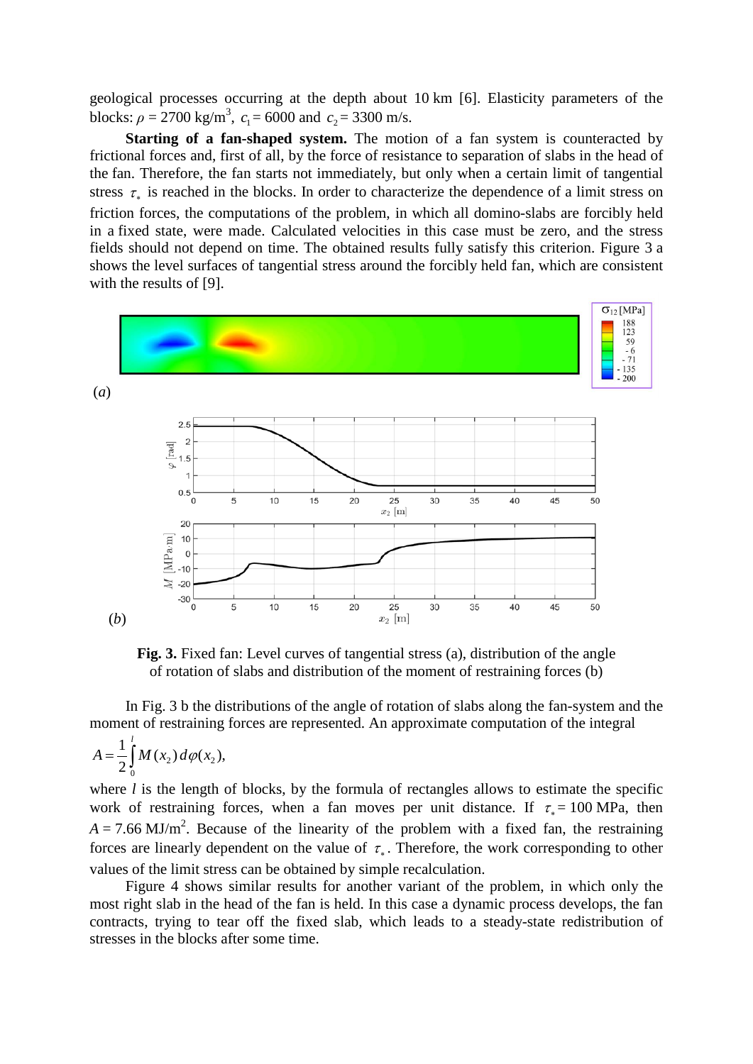geological processes occurring at the depth about 10 km [6]. Elasticity parameters of the blocks: $\rho = 2700$ kg/m$^3$, $c_1 = 6000$ and $c_2 = 3300$ m/s.

**Starting of a fan-shaped system.** The motion of a fan system is counteracted by frictional forces and, first of all, by the force of resistance to separation of slabs in the head of the fan. Therefore, the fan starts not immediately, but only when a certain limit of tangential stress $\tau_*$ is reached in the blocks. In order to characterize the dependence of a limit stress on friction forces, the computations of the problem, in which all domino-slabs are forcibly held in a fixed state, were made. Calculated velocities in this case must be zero, and the stress fields should not depend on time. The obtained results fully satisfy this criterion. Figure 3 a shows the level surfaces of tangential stress around the forcibly held fan, which are consistent with the results of [9].

**Fig. 3.** Fixed fan: Level curves of tangential stress (a), distribution of the angle of rotation of slabs and distribution of the moment of restraining forces (b)

In Fig. 3 b the distributions of the angle of rotation of slabs along the fan-system and the moment of restraining forces are represented. An approximate computation of the integral

$$A = \frac{1}{2}\int_0^l M(x_2)\, d\varphi(x_2),$$

where $l$ is the length of blocks, by the formula of rectangles allows to estimate the specific work of restraining forces, when a fan moves per unit distance. If $\tau_* = 100$ MPa, then $A = 7.66$ MJ/m$^2$. Because of the linearity of the problem with a fixed fan, the restraining forces are linearly dependent on the value of $\tau_*$. Therefore, the work corresponding to other values of the limit stress can be obtained by simple recalculation.

Figure 4 shows similar results for another variant of the problem, in which only the most right slab in the head of the fan is held. In this case a dynamic process develops, the fan contracts, trying to tear off the fixed slab, which leads to a steady-state redistribution of stresses in the blocks after some time.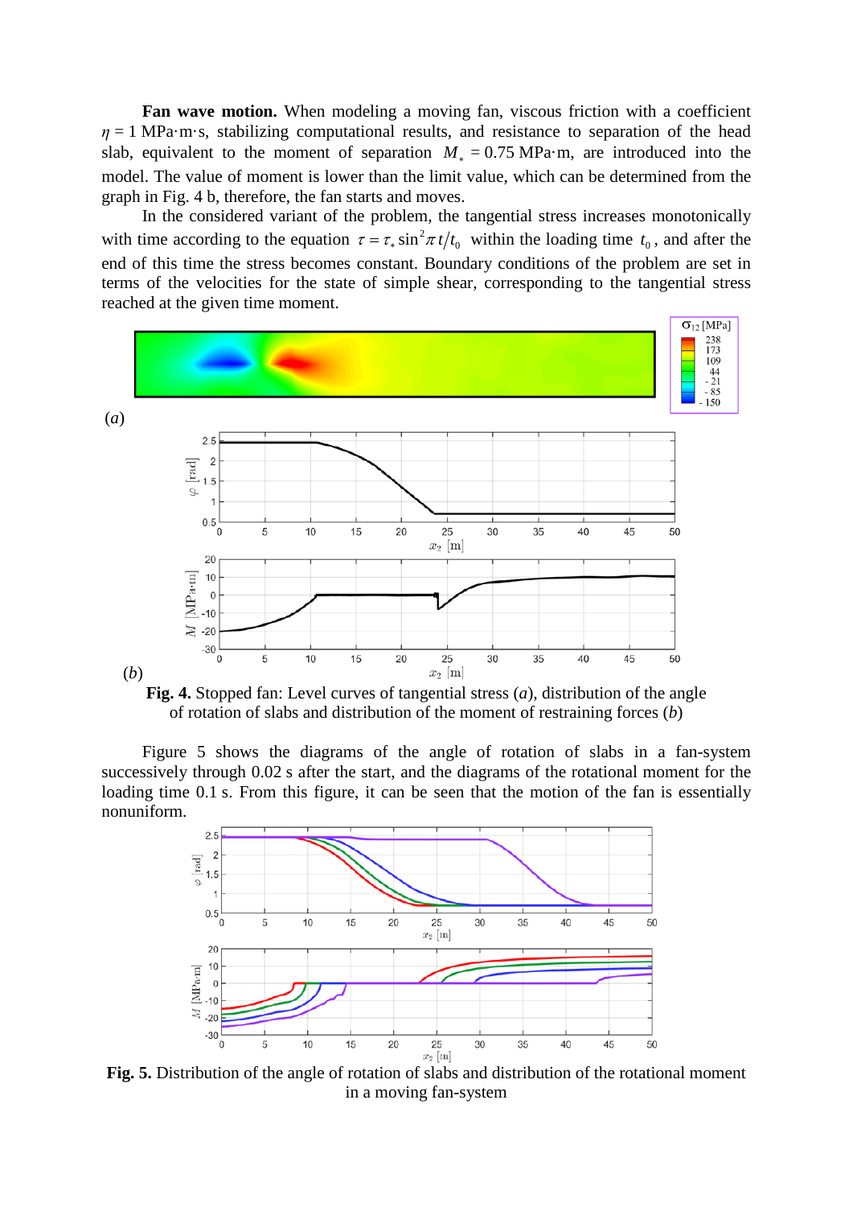**Fan wave motion.** When modeling a moving fan, viscous friction with a coefficient $\eta = 1$ MPa·m·s, stabilizing computational results, and resistance to separation of the head slab, equivalent to the moment of separation $M_* = 0.75$ MPa·m, are introduced into the model. The value of moment is lower than the limit value, which can be determined from the graph in Fig. 4 b, therefore, the fan starts and moves.

In the considered variant of the problem, the tangential stress increases monotonically with time according to the equation $\tau = \tau_* \sin^2 \pi t / t_0$ within the loading time $t_0$, and after the end of this time the stress becomes constant. Boundary conditions of the problem are set in terms of the velocities for the state of simple shear, corresponding to the tangential stress reached at the given time moment.

**Fig. 4.** Stopped fan: Level curves of tangential stress (*a*), distribution of the angle of rotation of slabs and distribution of the moment of restraining forces (*b*)

Figure 5 shows the diagrams of the angle of rotation of slabs in a fan-system successively through 0.02 s after the start, and the diagrams of the rotational moment for the loading time 0.1 s. From this figure, it can be seen that the motion of the fan is essentially nonuniform.

**Fig. 5.** Distribution of the angle of rotation of slabs and distribution of the rotational moment in a moving fan-system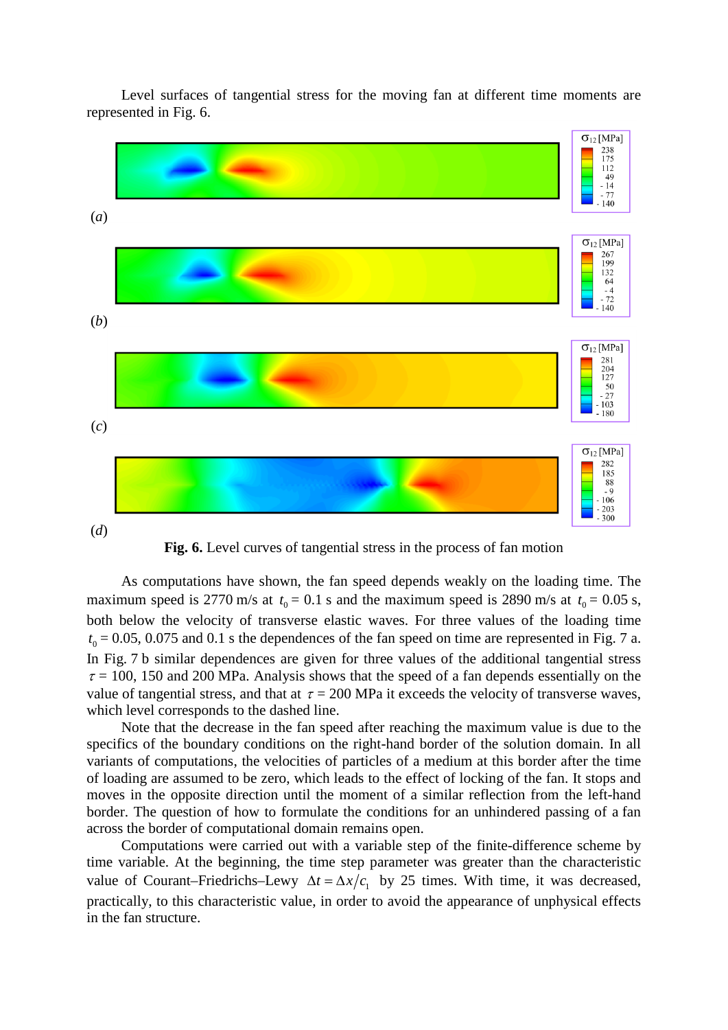Level surfaces of tangential stress for the moving fan at different time moments are represented in Fig. 6.

(*a*)

(*b*)

(*c*)

(*d*)

**Fig. 6.** Level curves of tangential stress in the process of fan motion

As computations have shown, the fan speed depends weakly on the loading time. The maximum speed is 2770 m/s at $t_0 = 0.1$ s and the maximum speed is 2890 m/s at $t_0 = 0.05$ s, both below the velocity of transverse elastic waves. For three values of the loading time $t_0 = 0.05$, 0.075 and 0.1 s the dependences of the fan speed on time are represented in Fig. 7 a. In Fig. 7 b similar dependences are given for three values of the additional tangential stress $\tau = 100$, 150 and 200 MPa. Analysis shows that the speed of a fan depends essentially on the value of tangential stress, and that at $\tau = 200$ MPa it exceeds the velocity of transverse waves, which level corresponds to the dashed line.

Note that the decrease in the fan speed after reaching the maximum value is due to the specifics of the boundary conditions on the right-hand border of the solution domain. In all variants of computations, the velocities of particles of a medium at this border after the time of loading are assumed to be zero, which leads to the effect of locking of the fan. It stops and moves in the opposite direction until the moment of a similar reflection from the left-hand border. The question of how to formulate the conditions for an unhindered passing of a fan across the border of computational domain remains open.

Computations were carried out with a variable step of the finite-difference scheme by time variable. At the beginning, the time step parameter was greater than the characteristic value of Courant–Friedrichs–Lewy $\Delta t = \Delta x / c_1$ by 25 times. With time, it was decreased, practically, to this characteristic value, in order to avoid the appearance of unphysical effects in the fan structure.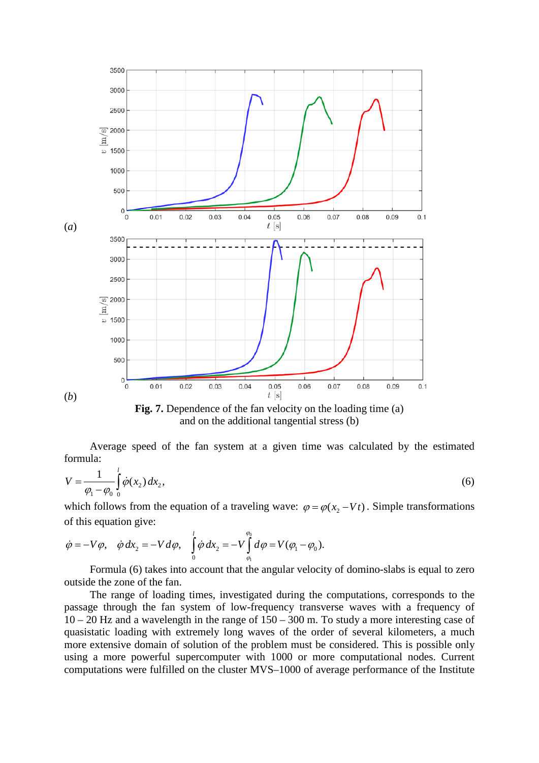(*a*)

(*b*)

**Fig. 7.** Dependence of the fan velocity on the loading time (a) and on the additional tangential stress (b)

Average speed of the fan system at a given time was calculated by the estimated formula:

$$V = \frac{1}{\varphi_1 - \varphi_0} \int_0^l \dot{\varphi}(x_2)\, dx_2, \tag{6}$$

which follows from the equation of a traveling wave: $\varphi = \varphi(x_2 - Vt)$. Simple transformations of this equation give:

$$\dot{\varphi} = -V\varphi, \quad \dot{\varphi}\, dx_2 = -V\, d\varphi, \quad \int_0^l \dot{\varphi}\, dx_2 = -V \int_{\varphi_1}^{\varphi_0} d\varphi = V(\varphi_1 - \varphi_0).$$

Formula (6) takes into account that the angular velocity of domino-slabs is equal to zero outside the zone of the fan.

The range of loading times, investigated during the computations, corresponds to the passage through the fan system of low-frequency transverse waves with a frequency of 10 – 20 Hz and a wavelength in the range of 150 – 300 m. To study a more interesting case of quasistatic loading with extremely long waves of the order of several kilometers, a much more extensive domain of solution of the problem must be considered. This is possible only using a more powerful supercomputer with 1000 or more computational nodes. Current computations were fulfilled on the cluster MVS–1000 of average performance of the Institute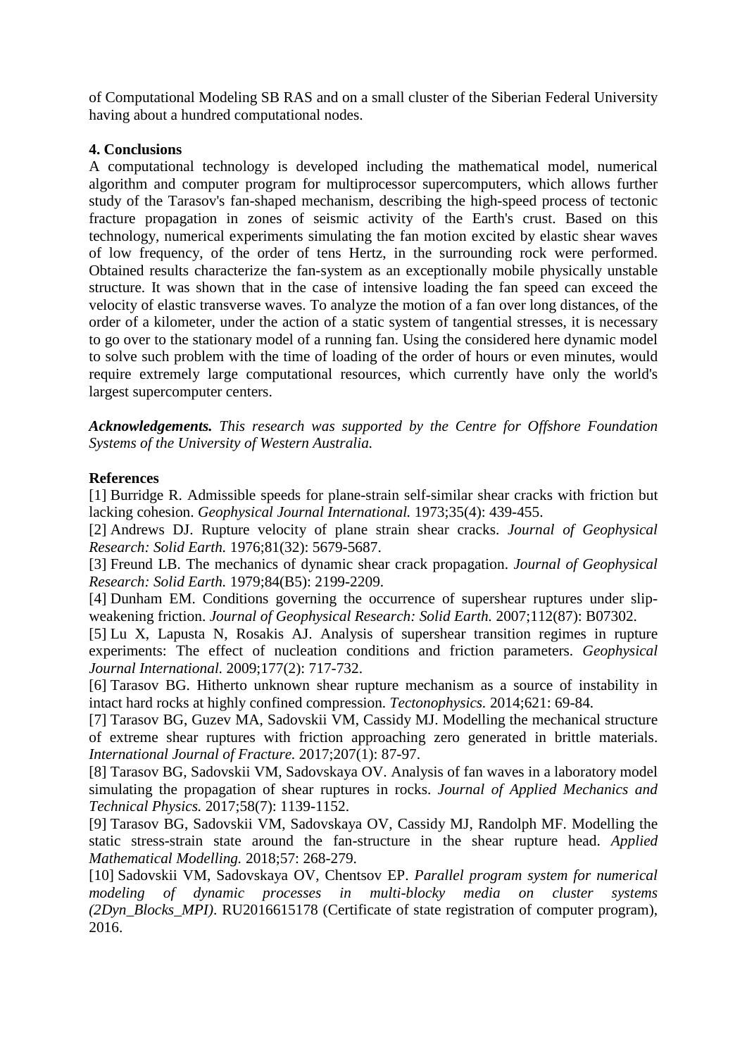of Computational Modeling SB RAS and on a small cluster of the Siberian Federal University having about a hundred computational nodes.

## 4. Conclusions

A computational technology is developed including the mathematical model, numerical algorithm and computer program for multiprocessor supercomputers, which allows further study of the Tarasov's fan-shaped mechanism, describing the high-speed process of tectonic fracture propagation in zones of seismic activity of the Earth's crust. Based on this technology, numerical experiments simulating the fan motion excited by elastic shear waves of low frequency, of the order of tens Hertz, in the surrounding rock were performed. Obtained results characterize the fan-system as an exceptionally mobile physically unstable structure. It was shown that in the case of intensive loading the fan speed can exceed the velocity of elastic transverse waves. To analyze the motion of a fan over long distances, of the order of a kilometer, under the action of a static system of tangential stresses, it is necessary to go over to the stationary model of a running fan. Using the considered here dynamic model to solve such problem with the time of loading of the order of hours or even minutes, would require extremely large computational resources, which currently have only the world's largest supercomputer centers.

***Acknowledgements.*** *This research was supported by the Centre for Offshore Foundation Systems of the University of Western Australia.*

## References

[1] Burridge R. Admissible speeds for plane-strain self-similar shear cracks with friction but lacking cohesion. *Geophysical Journal International.* 1973;35(4): 439-455.

[2] Andrews DJ. Rupture velocity of plane strain shear cracks. *Journal of Geophysical Research: Solid Earth.* 1976;81(32): 5679-5687.

[3] Freund LB. The mechanics of dynamic shear crack propagation. *Journal of Geophysical Research: Solid Earth.* 1979;84(B5): 2199-2209.

[4] Dunham EM. Conditions governing the occurrence of supershear ruptures under slip-weakening friction. *Journal of Geophysical Research: Solid Earth.* 2007;112(87): B07302.

[5] Lu X, Lapusta N, Rosakis AJ. Analysis of supershear transition regimes in rupture experiments: The effect of nucleation conditions and friction parameters. *Geophysical Journal International.* 2009;177(2): 717-732.

[6] Tarasov BG. Hitherto unknown shear rupture mechanism as a source of instability in intact hard rocks at highly confined compression. *Tectonophysics.* 2014;621: 69-84.

[7] Tarasov BG, Guzev MA, Sadovskii VM, Cassidy MJ. Modelling the mechanical structure of extreme shear ruptures with friction approaching zero generated in brittle materials. *International Journal of Fracture.* 2017;207(1): 87-97.

[8] Tarasov BG, Sadovskii VM, Sadovskaya OV. Analysis of fan waves in a laboratory model simulating the propagation of shear ruptures in rocks. *Journal of Applied Mechanics and Technical Physics.* 2017;58(7): 1139-1152.

[9] Tarasov BG, Sadovskii VM, Sadovskaya OV, Cassidy MJ, Randolph MF. Modelling the static stress-strain state around the fan-structure in the shear rupture head. *Applied Mathematical Modelling.* 2018;57: 268-279.

[10] Sadovskii VM, Sadovskaya OV, Chentsov EP. *Parallel program system for numerical modeling of dynamic processes in multi-blocky media on cluster systems (2Dyn_Blocks_MPI).* RU2016615178 (Certificate of state registration of computer program), 2016.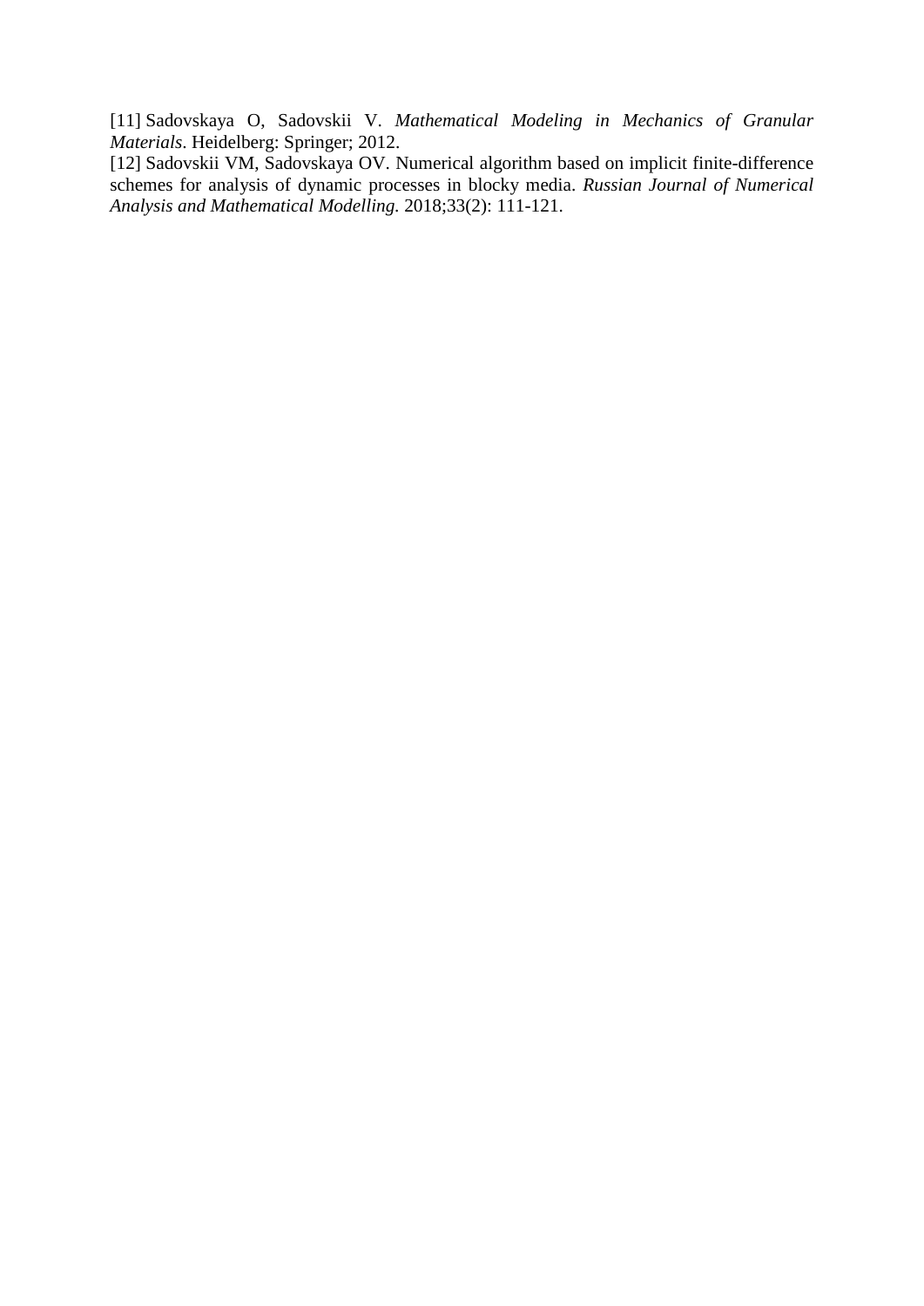[11] Sadovskaya O, Sadovskii V. *Mathematical Modeling in Mechanics of Granular Materials*. Heidelberg: Springer; 2012.

[12] Sadovskii VM, Sadovskaya OV. Numerical algorithm based on implicit finite-difference schemes for analysis of dynamic processes in blocky media. *Russian Journal of Numerical Analysis and Mathematical Modelling.* 2018;33(2): 111-121.